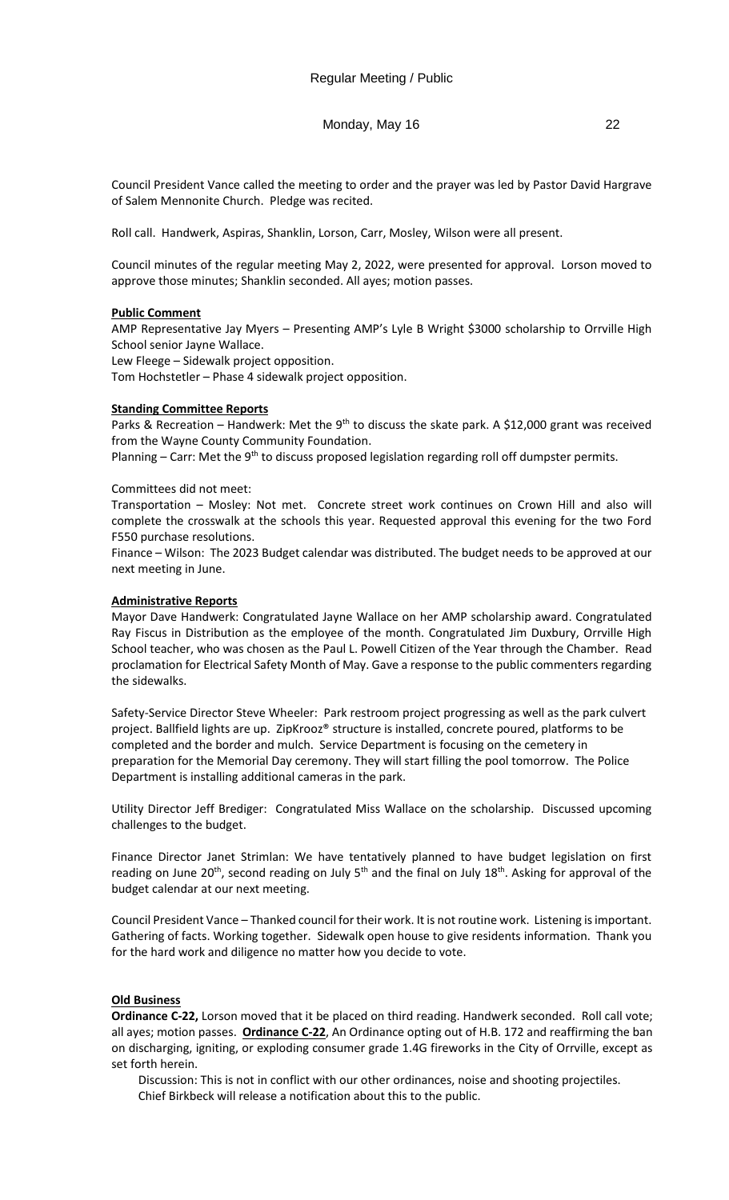Regular Meeting / Public

Monday, May 16 22

Council President Vance called the meeting to order and the prayer was led by Pastor David Hargrave of Salem Mennonite Church. Pledge was recited.

Roll call. Handwerk, Aspiras, Shanklin, Lorson, Carr, Mosley, Wilson were all present.

Council minutes of the regular meeting May 2, 2022, were presented for approval. Lorson moved to approve those minutes; Shanklin seconded. All ayes; motion passes.

**Public Comment**

AMP Representative Jay Myers – Presenting AMP's Lyle B Wright $3000 scholarship to Orrville High School senior Jayne Wallace.

Lew Fleege – Sidewalk project opposition.

Tom Hochstetler – Phase 4 sidewalk project opposition.

**Standing Committee Reports**

Parks & Recreation – Handwerk: Met the 9th to discuss the skate park. A $12,000 grant was received from the Wayne County Community Foundation.

Planning – Carr: Met the 9th to discuss proposed legislation regarding roll off dumpster permits.

Committees did not meet:

Transportation – Mosley: Not met. Concrete street work continues on Crown Hill and also will complete the crosswalk at the schools this year. Requested approval this evening for the two Ford F550 purchase resolutions.

Finance – Wilson: The 2023 Budget calendar was distributed. The budget needs to be approved at our next meeting in June.

**Administrative Reports**

Mayor Dave Handwerk: Congratulated Jayne Wallace on her AMP scholarship award. Congratulated Ray Fiscus in Distribution as the employee of the month. Congratulated Jim Duxbury, Orrville High School teacher, who was chosen as the Paul L. Powell Citizen of the Year through the Chamber. Read proclamation for Electrical Safety Month of May. Gave a response to the public commenters regarding the sidewalks.

Safety-Service Director Steve Wheeler: Park restroom project progressing as well as the park culvert project. Ballfield lights are up. ZipKrooz® structure is installed, concrete poured, platforms to be completed and the border and mulch. Service Department is focusing on the cemetery in preparation for the Memorial Day ceremony. They will start filling the pool tomorrow. The Police Department is installing additional cameras in the park.

Utility Director Jeff Brediger: Congratulated Miss Wallace on the scholarship. Discussed upcoming challenges to the budget.

Finance Director Janet Strimlan: We have tentatively planned to have budget legislation on first reading on June 20th, second reading on July 5th and the final on July 18th. Asking for approval of the budget calendar at our next meeting.

Council President Vance – Thanked council for their work. It is not routine work. Listening is important. Gathering of facts. Working together. Sidewalk open house to give residents information. Thank you for the hard work and diligence no matter how you decide to vote.

**Old Business**

**Ordinance C-22,** Lorson moved that it be placed on third reading. Handwerk seconded. Roll call vote; all ayes; motion passes. **Ordinance C-22**, An Ordinance opting out of H.B. 172 and reaffirming the ban on discharging, igniting, or exploding consumer grade 1.4G fireworks in the City of Orrville, except as set forth herein.

Discussion: This is not in conflict with our other ordinances, noise and shooting projectiles. Chief Birkbeck will release a notification about this to the public.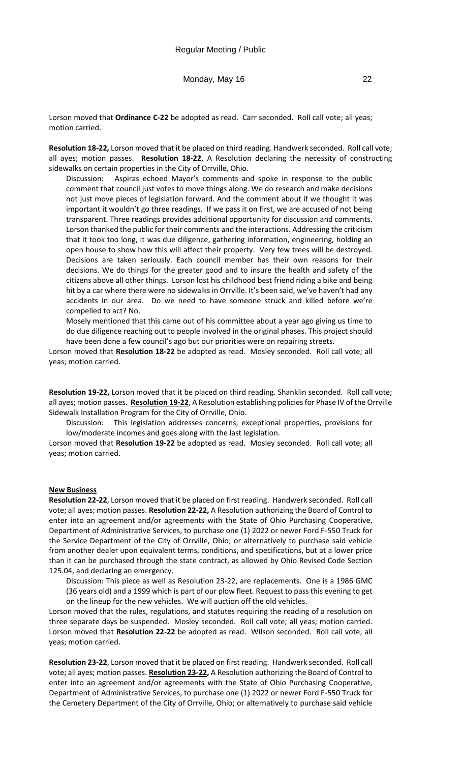Lorson moved that **Ordinance C-22** be adopted as read. Carr seconded. Roll call vote; all yeas; motion carried.

**Resolution 18-22,** Lorson moved that it be placed on third reading. Handwerk seconded. Roll call vote; all ayes; motion passes. **Resolution 18-22**, A Resolution declaring the necessity of constructing sidewalks on certain properties in the City of Orrville, Ohio.

Discussion: Aspiras echoed Mayor's comments and spoke in response to the public comment that council just votes to move things along. We do research and make decisions not just move pieces of legislation forward. And the comment about if we thought it was important it wouldn't go three readings. If we pass it on first, we are accused of not being transparent. Three readings provides additional opportunity for discussion and comments. Lorson thanked the public for their comments and the interactions. Addressing the criticism that it took too long, it was due diligence, gathering information, engineering, holding an open house to show how this will affect their property. Very few trees will be destroyed. Decisions are taken seriously. Each council member has their own reasons for their decisions. We do things for the greater good and to insure the health and safety of the citizens above all other things. Lorson lost his childhood best friend riding a bike and being hit by a car where there were no sidewalks in Orrville. It's been said, we've haven't had any accidents in our area. Do we need to have someone struck and killed before we're compelled to act? No.

Mosely mentioned that this came out of his committee about a year ago giving us time to do due diligence reaching out to people involved in the original phases. This project should have been done a few council's ago but our priorities were on repairing streets.

Lorson moved that **Resolution 18-22** be adopted as read. Mosley seconded. Roll call vote; all yeas; motion carried.

**Resolution 19-22,** Lorson moved that it be placed on third reading. Shanklin seconded. Roll call vote; all ayes; motion passes. **Resolution 19-22**, A Resolution establishing policies for Phase IV of the Orrville Sidewalk Installation Program for the City of Orrville, Ohio.

Discussion: This legislation addresses concerns, exceptional properties, provisions for low/moderate incomes and goes along with the last legislation.

Lorson moved that **Resolution 19-22** be adopted as read. Mosley seconded. Roll call vote; all yeas; motion carried.

## New Business

**Resolution 22-22**, Lorson moved that it be placed on first reading. Handwerk seconded. Roll call vote; all ayes; motion passes. **Resolution 22-22,** A Resolution authorizing the Board of Control to enter into an agreement and/or agreements with the State of Ohio Purchasing Cooperative, Department of Administrative Services, to purchase one (1) 2022 or newer Ford F-550 Truck for the Service Department of the City of Orrville, Ohio; or alternatively to purchase said vehicle from another dealer upon equivalent terms, conditions, and specifications, but at a lower price than it can be purchased through the state contract, as allowed by Ohio Revised Code Section 125.04, and declaring an emergency.

Discussion: This piece as well as Resolution 23-22, are replacements. One is a 1986 GMC (36 years old) and a 1999 which is part of our plow fleet. Request to pass this evening to get on the lineup for the new vehicles. We will auction off the old vehicles.

Lorson moved that the rules, regulations, and statutes requiring the reading of a resolution on three separate days be suspended. Mosley seconded. Roll call vote; all yeas; motion carried. Lorson moved that **Resolution 22-22** be adopted as read. Wilson seconded. Roll call vote; all yeas; motion carried.

**Resolution 23-22**, Lorson moved that it be placed on first reading. Handwerk seconded. Roll call vote; all ayes; motion passes. **Resolution 23-22,** A Resolution authorizing the Board of Control to enter into an agreement and/or agreements with the State of Ohio Purchasing Cooperative, Department of Administrative Services, to purchase one (1) 2022 or newer Ford F-550 Truck for the Cemetery Department of the City of Orrville, Ohio; or alternatively to purchase said vehicle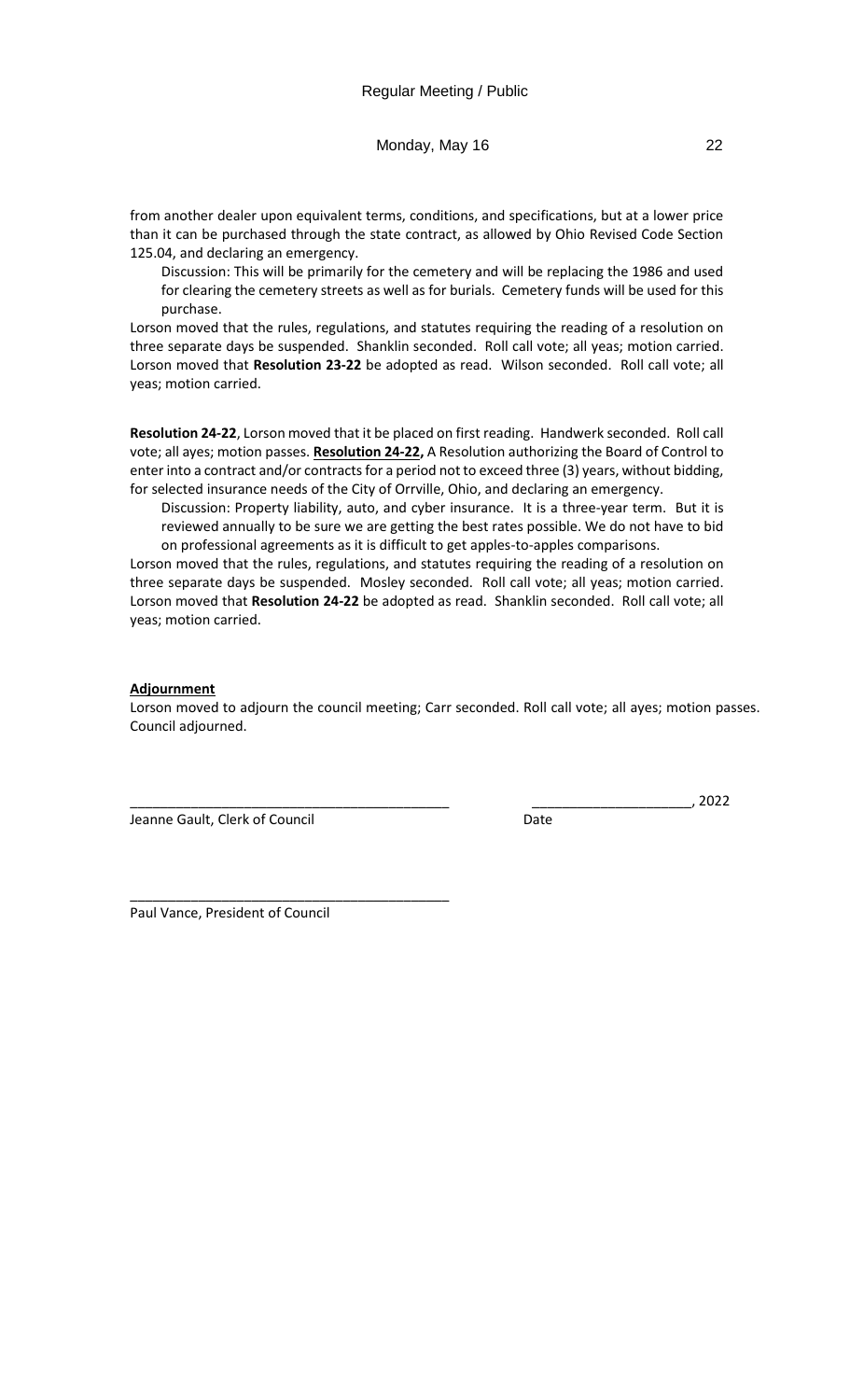from another dealer upon equivalent terms, conditions, and specifications, but at a lower price than it can be purchased through the state contract, as allowed by Ohio Revised Code Section 125.04, and declaring an emergency.

> Discussion: This will be primarily for the cemetery and will be replacing the 1986 and used for clearing the cemetery streets as well as for burials. Cemetery funds will be used for this purchase.

Lorson moved that the rules, regulations, and statutes requiring the reading of a resolution on three separate days be suspended. Shanklin seconded. Roll call vote; all yeas; motion carried. Lorson moved that **Resolution 23-22** be adopted as read. Wilson seconded. Roll call vote; all yeas; motion carried.

**Resolution 24-22**, Lorson moved that it be placed on first reading. Handwerk seconded. Roll call vote; all ayes; motion passes. **Resolution 24-22,** A Resolution authorizing the Board of Control to enter into a contract and/or contracts for a period not to exceed three (3) years, without bidding, for selected insurance needs of the City of Orrville, Ohio, and declaring an emergency.

> Discussion: Property liability, auto, and cyber insurance. It is a three-year term. But it is reviewed annually to be sure we are getting the best rates possible. We do not have to bid on professional agreements as it is difficult to get apples-to-apples comparisons.

Lorson moved that the rules, regulations, and statutes requiring the reading of a resolution on three separate days be suspended. Mosley seconded. Roll call vote; all yeas; motion carried. Lorson moved that **Resolution 24-22** be adopted as read. Shanklin seconded. Roll call vote; all yeas; motion carried.

**Adjournment**

Lorson moved to adjourn the council meeting; Carr seconded. Roll call vote; all ayes; motion passes. Council adjourned.

\_\_\_\_\_\_\_\_\_\_\_\_\_\_\_\_\_\_\_\_\_\_\_\_\_\_\_\_\_\_\_\_\_\_\_\_\_\_\_\_\_\_ &nbsp;&nbsp;&nbsp;&nbsp; \_\_\_\_\_\_\_\_\_\_\_\_\_\_\_\_\_\_\_\_\_, 2022

Jeanne Gault, Clerk of Council &nbsp;&nbsp;&nbsp;&nbsp; Date

\_\_\_\_\_\_\_\_\_\_\_\_\_\_\_\_\_\_\_\_\_\_\_\_\_\_\_\_\_\_\_\_\_\_\_\_\_\_\_\_\_\_

Paul Vance, President of Council